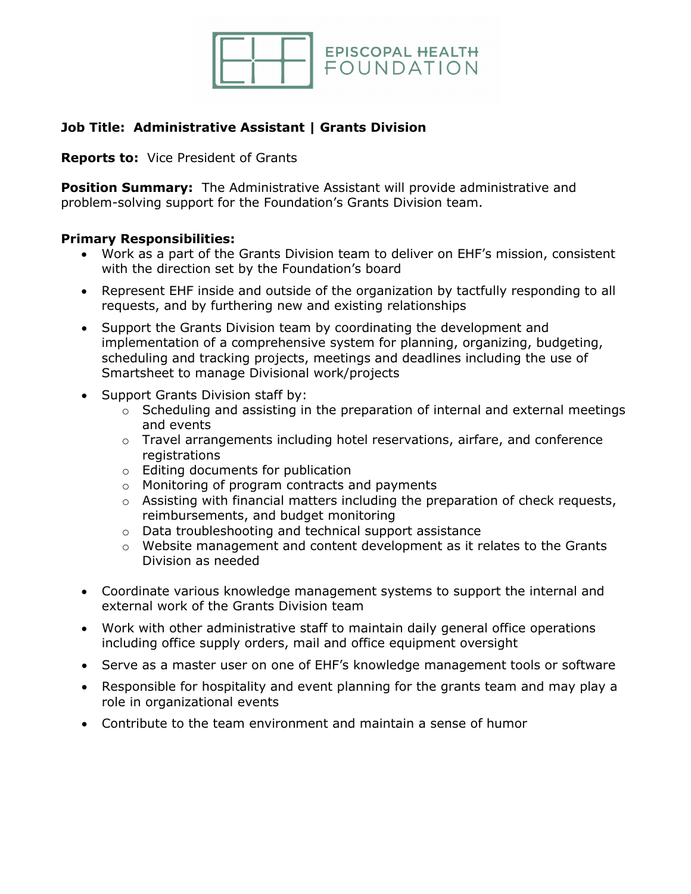EPISCOPAL HEALTH FOUNDATION

**Job Title: Administrative Assistant | Grants Division**

**Reports to:** Vice President of Grants

**Position Summary:** The Administrative Assistant will provide administrative and problem-solving support for the Foundation's Grants Division team.

**Primary Responsibilities:**

- Work as a part of the Grants Division team to deliver on EHF's mission, consistent with the direction set by the Foundation's board
- Represent EHF inside and outside of the organization by tactfully responding to all requests, and by furthering new and existing relationships
- Support the Grants Division team by coordinating the development and implementation of a comprehensive system for planning, organizing, budgeting, scheduling and tracking projects, meetings and deadlines including the use of Smartsheet to manage Divisional work/projects
- Support Grants Division staff by:
  - Scheduling and assisting in the preparation of internal and external meetings and events
  - Travel arrangements including hotel reservations, airfare, and conference registrations
  - Editing documents for publication
  - Monitoring of program contracts and payments
  - Assisting with financial matters including the preparation of check requests, reimbursements, and budget monitoring
  - Data troubleshooting and technical support assistance
  - Website management and content development as it relates to the Grants Division as needed
- Coordinate various knowledge management systems to support the internal and external work of the Grants Division team
- Work with other administrative staff to maintain daily general office operations including office supply orders, mail and office equipment oversight
- Serve as a master user on one of EHF's knowledge management tools or software
- Responsible for hospitality and event planning for the grants team and may play a role in organizational events
- Contribute to the team environment and maintain a sense of humor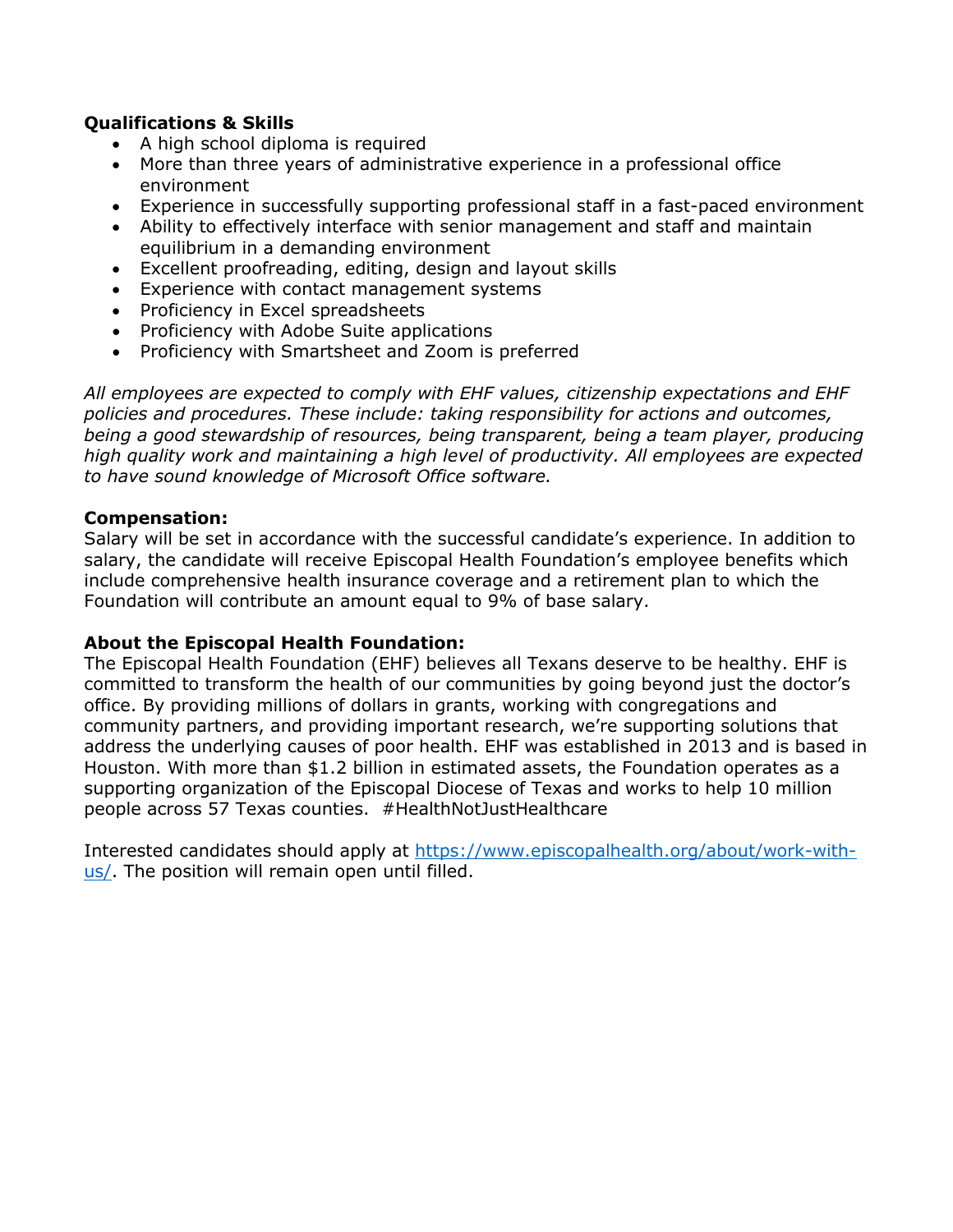**Qualifications & Skills**

- A high school diploma is required
- More than three years of administrative experience in a professional office environment
- Experience in successfully supporting professional staff in a fast-paced environment
- Ability to effectively interface with senior management and staff and maintain equilibrium in a demanding environment
- Excellent proofreading, editing, design and layout skills
- Experience with contact management systems
- Proficiency in Excel spreadsheets
- Proficiency with Adobe Suite applications
- Proficiency with Smartsheet and Zoom is preferred

*All employees are expected to comply with EHF values, citizenship expectations and EHF policies and procedures. These include: taking responsibility for actions and outcomes, being a good stewardship of resources, being transparent, being a team player, producing high quality work and maintaining a high level of productivity. All employees are expected to have sound knowledge of Microsoft Office software.*

**Compensation:**

Salary will be set in accordance with the successful candidate's experience. In addition to salary, the candidate will receive Episcopal Health Foundation's employee benefits which include comprehensive health insurance coverage and a retirement plan to which the Foundation will contribute an amount equal to 9% of base salary.

**About the Episcopal Health Foundation:**

The Episcopal Health Foundation (EHF) believes all Texans deserve to be healthy. EHF is committed to transform the health of our communities by going beyond just the doctor's office. By providing millions of dollars in grants, working with congregations and community partners, and providing important research, we're supporting solutions that address the underlying causes of poor health. EHF was established in 2013 and is based in Houston. With more than $1.2 billion in estimated assets, the Foundation operates as a supporting organization of the Episcopal Diocese of Texas and works to help 10 million people across 57 Texas counties. #HealthNotJustHealthcare

Interested candidates should apply at [https://www.episcopalhealth.org/about/work-with-us/](https://www.episcopalhealth.org/about/work-with-us/). The position will remain open until filled.